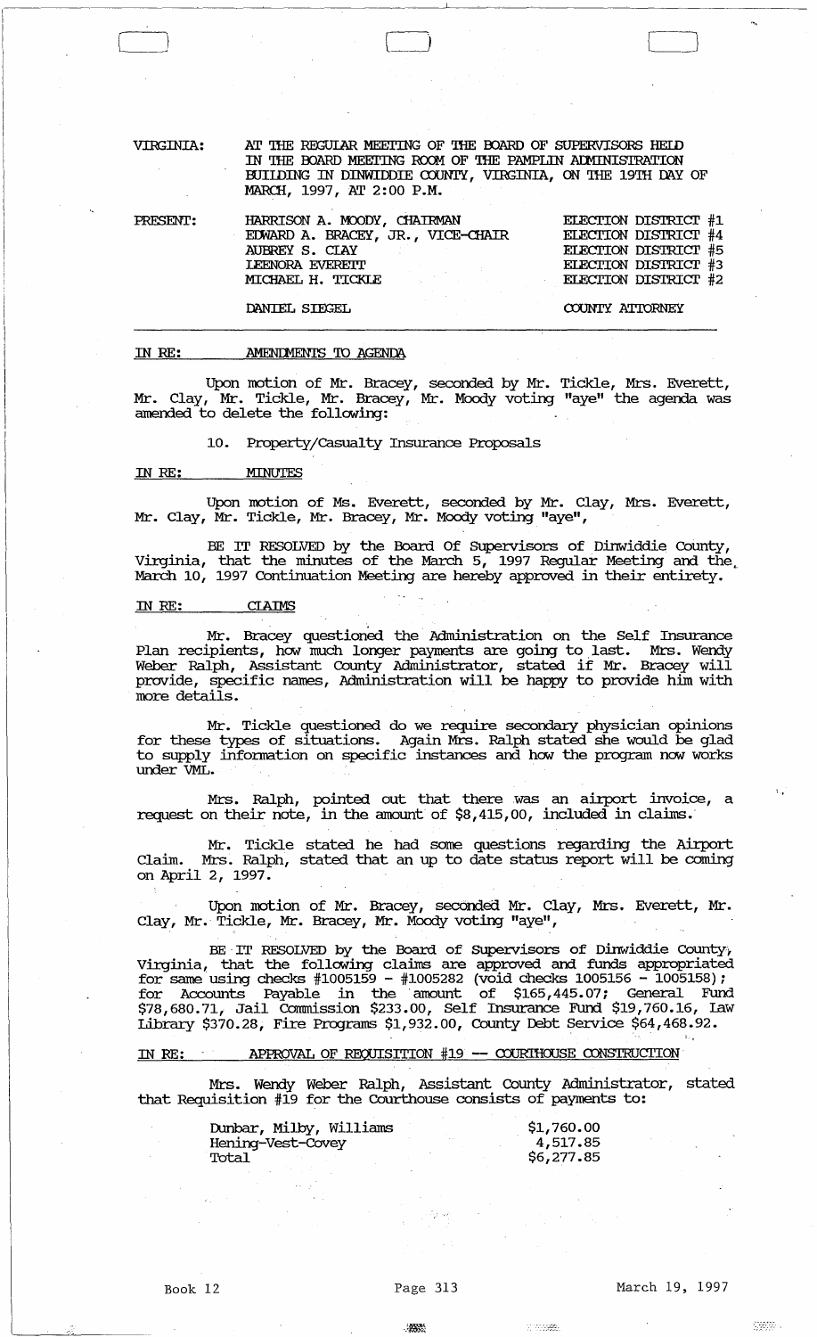VIRGINIA: AT THE REGULAR MEETING OF THE BOARD OF SUPERVISORS HELD IN THE BOARD MEETING ROOM OF THE PAMPLIN ADMINISTRATION BUILDING IN DINWIDDIE COUNTY, VIRGINIA, ON THE 19TH DAY OF MARCH, 1997, AT 2:00 P.M.

| PRESENT: | | |
|---|---|---|
| | HARRISON A. MOODY, CHAIRMAN | ELECTION DISTRICT #1 |
| | EDWARD A. BRACEY, JR., VICE-CHAIR | ELECTION DISTRICT #4 |
| | AUBREY S. CLAY | ELECTION DISTRICT #5 |
| | LEENORA EVERETT | ELECTION DISTRICT #3 |
| | MICHAEL H. TICKLE | ELECTION DISTRICT #2 |
| | DANIEL SIEGEL | COUNTY ATTORNEY |

IN RE: AMENDMENTS TO AGENDA

Upon motion of Mr. Bracey, seconded by Mr. Tickle, Mrs. Everett, Mr. Clay, Mr. Tickle, Mr. Bracey, Mr. Moody voting "aye" the agenda was amended to delete the following:

10. Property/Casualty Insurance Proposals

IN RE: MINUTES

Upon motion of Ms. Everett, seconded by Mr. Clay, Mrs. Everett, Mr. Clay, Mr. Tickle, Mr. Bracey, Mr. Moody voting "aye",

BE IT RESOLVED by the Board Of Supervisors of Dinwiddie County, Virginia, that the minutes of the March 5, 1997 Regular Meeting and the March 10, 1997 Continuation Meeting are hereby approved in their entirety.

IN RE: CLAIMS

Mr. Bracey questioned the Administration on the Self Insurance Plan recipients, how much longer payments are going to last. Mrs. Wendy Weber Ralph, Assistant County Administrator, stated if Mr. Bracey will provide, specific names, Administration will be happy to provide him with more details.

Mr. Tickle questioned do we require secondary physician opinions for these types of situations. Again Mrs. Ralph stated she would be glad to supply information on specific instances and how the program now works under VML.

Mrs. Ralph, pointed out that there was an airport invoice, a request on their note, in the amount of $8,415,00, included in claims.

Mr. Tickle stated he had some questions regarding the Airport Claim. Mrs. Ralph, stated that an up to date status report will be coming on April 2, 1997.

Upon motion of Mr. Bracey, seconded Mr. Clay, Mrs. Everett, Mr. Clay, Mr. Tickle, Mr. Bracey, Mr. Moody voting "aye",

BE IT RESOLVED by the Board of Supervisors of Dinwiddie County, Virginia, that the following claims are approved and funds appropriated for same using checks #1005159 - #1005282 (void checks 1005156 - 1005158); for Accounts Payable in the amount of $165,445.07; General Fund $78,680.71, Jail Commission $233.00, Self Insurance Fund $19,760.16, Law Library $370.28, Fire Programs $1,932.00, County Debt Service $64,468.92.

IN RE: APPROVAL OF REQUISITION #19 -- COURTHOUSE CONSTRUCTION

Mrs. Wendy Weber Ralph, Assistant County Administrator, stated that Requisition #19 for the Courthouse consists of payments to:

| | |
|---|---|
| Dunbar, Milby, Williams | $1,760.00 |
| Hening-Vest-Covey | 4,517.85 |
| Total | $6,277.85 |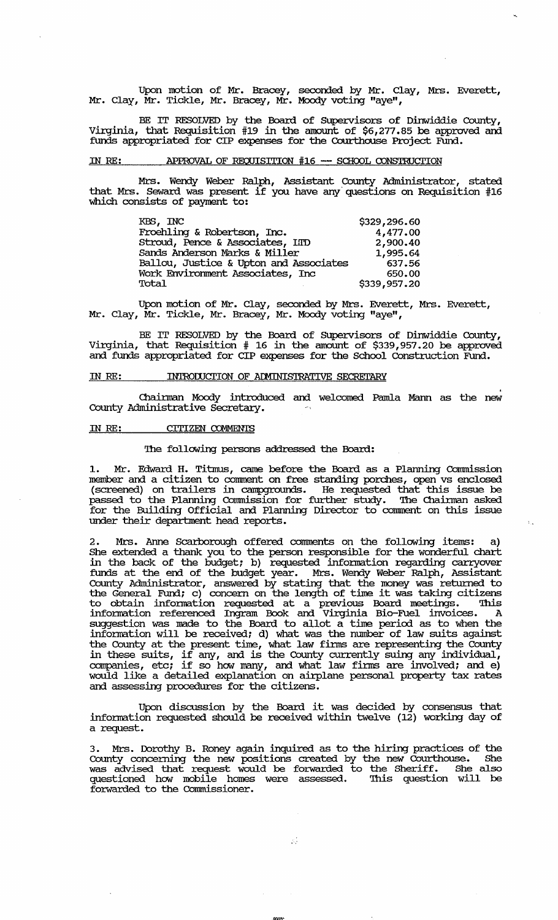Upon motion of Mr. Bracey, seconded by Mr. Clay, Mrs. Everett, Mr. Clay, Mr. Tickle, Mr. Bracey, Mr. Moody voting "aye",

BE IT RESOLVED by the Board of Supervisors of Dinwiddie County, Virginia, that Requisition #19 in the amount of $6,277.85 be approved and funds appropriated for CIP expenses for the Courthouse Project Fund.

IN RE: APPROVAL OF REQUISITION #16 — SCHOOL CONSTRUCTION

Mrs. Wendy Weber Ralph, Assistant County Administrator, stated that Mrs. Seward was present if you have any questions on Requisition #16 which consists of payment to:

| | |
|---|---|
| KBS, INC | $329,296.60 |
| Froehling & Robertson, Inc. | 4,477.00 |
| Stroud, Pence & Associates, LTD | 2,900.40 |
| Sands Anderson Marks & Miller | 1,995.64 |
| Ballou, Justice & Upton and Associates | 637.56 |
| Work Environment Associates, Inc | 650.00 |
| Total | $339,957.20 |

Upon motion of Mr. Clay, seconded by Mrs. Everett, Mrs. Everett, Mr. Clay, Mr. Tickle, Mr. Bracey, Mr. Moody voting "aye",

BE IT RESOLVED by the Board of Supervisors of Dinwiddie County, Virginia, that Requisition # 16 in the amount of $339,957.20 be approved and funds appropriated for CIP expenses for the School Construction Fund.

IN RE: INTRODUCTION OF ADMINISTRATIVE SECRETARY

Chairman Moody introduced and welcomed Pamla Mann as the new County Administrative Secretary.

IN RE: CITIZEN COMMENTS

The following persons addressed the Board:

1. Mr. Edward H. Titmus, came before the Board as a Planning Commission member and a citizen to comment on free standing porches, open vs enclosed (screened) on trailers in campgrounds. He requested that this issue be passed to the Planning Commission for further study. The Chairman asked for the Building Official and Planning Director to comment on this issue under their department head reports.

2. Mrs. Anne Scarborough offered comments on the following items: a) She extended a thank you to the person responsible for the wonderful chart in the back of the budget; b) requested information regarding carryover funds at the end of the budget year. Mrs. Wendy Weber Ralph, Assistant County Administrator, answered by stating that the money was returned to the General Fund; c) concern on the length of time it was taking citizens to obtain information requested at a previous Board meetings. This information referenced Ingram Book and Virginia Bio-Fuel invoices. A suggestion was made to the Board to allot a time period as to when the information will be received; d) what was the number of law suits against the County at the present time, what law firms are representing the County in these suits, if any, and is the County currently suing any individual, companies, etc; if so how many, and what law firms are involved; and e) would like a detailed explanation on airplane personal property tax rates and assessing procedures for the citizens.

Upon discussion by the Board it was decided by consensus that information requested should be received within twelve (12) working day of a request.

3. Mrs. Dorothy B. Roney again inquired as to the hiring practices of the County concerning the new positions created by the new Courthouse. She was advised that request would be forwarded to the Sheriff. She also questioned how mobile homes were assessed. This question will be forwarded to the Commissioner.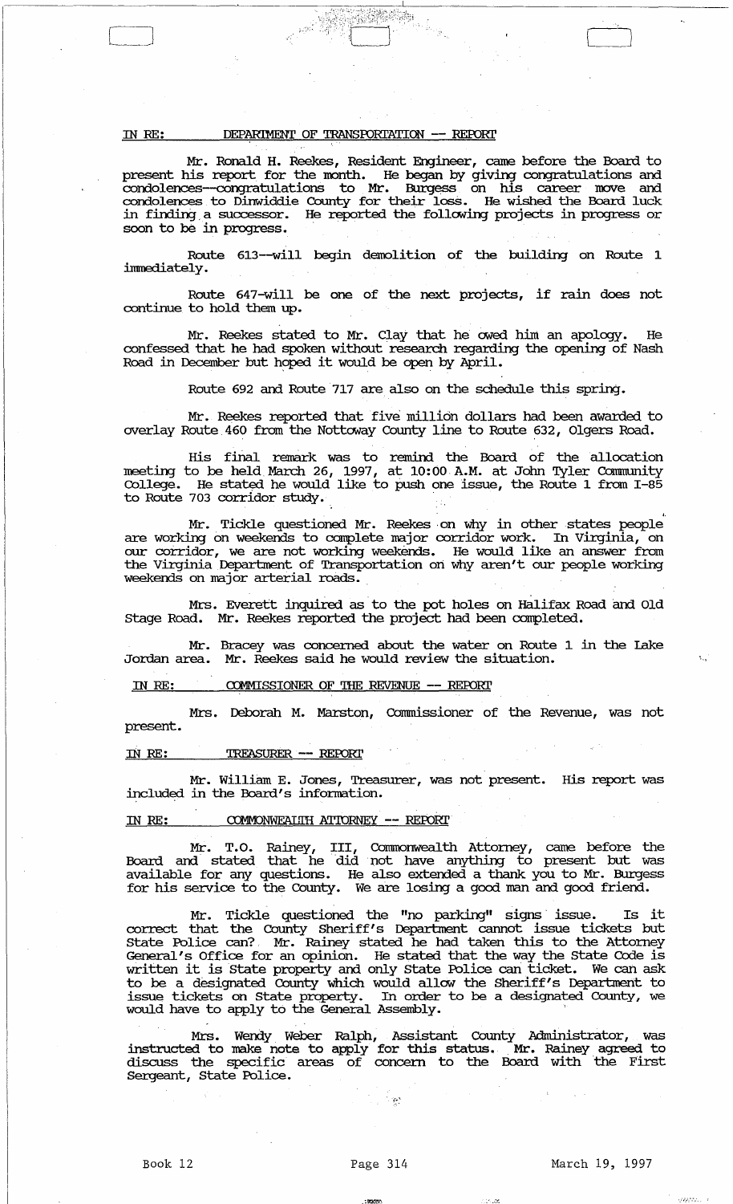IN RE: DEPARTMENT OF TRANSPORTATION -- REPORT

Mr. Ronald H. Reekes, Resident Engineer, came before the Board to present his report for the month. He began by giving congratulations and condolences--congratulations to Mr. Burgess on his career move and condolences to Dinwiddie County for their loss. He wished the Board luck in finding a successor. He reported the following projects in progress or soon to be in progress.

Route 613--will begin demolition of the building on Route 1 immediately.

Route 647-will be one of the next projects, if rain does not continue to hold them up.

Mr. Reekes stated to Mr. Clay that he owed him an apology. He confessed that he had spoken without research regarding the opening of Nash Road in December but hoped it would be open by April.

Route 692 and Route 717 are also on the schedule this spring.

Mr. Reekes reported that five million dollars had been awarded to overlay Route 460 from the Nottoway County line to Route 632, Olgers Road.

His final remark was to remind the Board of the allocation meeting to be held March 26, 1997, at 10:00 A.M. at John Tyler Community College. He stated he would like to push one issue, the Route 1 from I-85 to Route 703 corridor study.

Mr. Tickle questioned Mr. Reekes on why in other states people are working on weekends to complete major corridor work. In Virginia, on our corridor, we are not working weekends. He would like an answer from the Virginia Department of Transportation on why aren't our people working weekends on major arterial roads.

Mrs. Everett inquired as to the pot holes on Halifax Road and Old Stage Road. Mr. Reekes reported the project had been completed.

Mr. Bracey was concerned about the water on Route 1 in the Lake Jordan area. Mr. Reekes said he would review the situation.

IN RE: COMMISSIONER OF THE REVENUE -- REPORT

Mrs. Deborah M. Marston, Commissioner of the Revenue, was not present.

IN RE: TREASURER -- REPORT

Mr. William E. Jones, Treasurer, was not present. His report was included in the Board's information.

IN RE: COMMONWEALTH ATTORNEY -- REPORT

Mr. T.O. Rainey, III, Commonwealth Attorney, came before the Board and stated that he did not have anything to present but was available for any questions. He also extended a thank you to Mr. Burgess for his service to the County. We are losing a good man and good friend.

Mr. Tickle questioned the "no parking" signs issue. Is it correct that the County Sheriff's Department cannot issue tickets but State Police can? Mr. Rainey stated he had taken this to the Attorney General's Office for an opinion. He stated that the way the State Code is written it is State property and only State Police can ticket. We can ask to be a designated County which would allow the Sheriff's Department to issue tickets on State property. In order to be a designated County, we would have to apply to the General Assembly.

Mrs. Wendy Weber Ralph, Assistant County Administrator, was instructed to make note to apply for this status. Mr. Rainey agreed to discuss the specific areas of concern to the Board with the First Sergeant, State Police.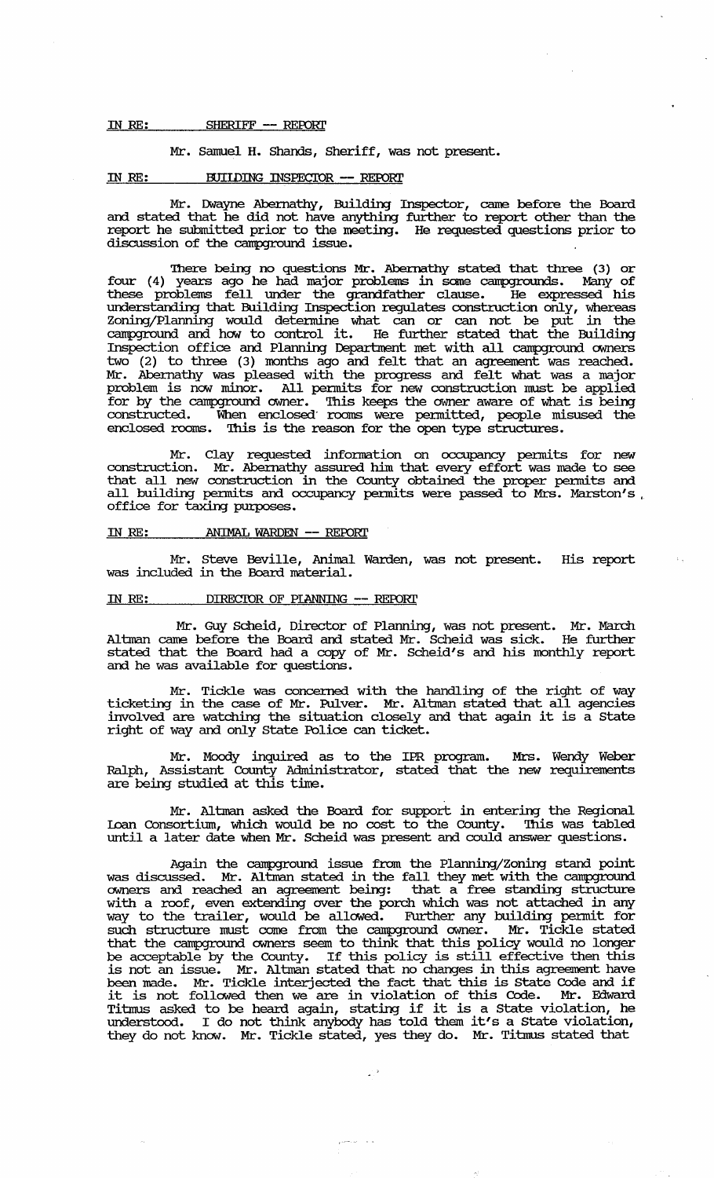IN RE: SHERIFF -- REPORT

Mr. Samuel H. Shands, Sheriff, was not present.

IN RE: BUILDING INSPECTOR -- REPORT

Mr. Dwayne Abernathy, Building Inspector, came before the Board and stated that he did not have anything further to report other than the report he submitted prior to the meeting. He requested questions prior to discussion of the campground issue.

There being no questions Mr. Abernathy stated that three (3) or four (4) years ago he had major problems in some campgrounds. Many of these problems fell under the grandfather clause. He expressed his understanding that Building Inspection regulates construction only, whereas Zoning/Planning would determine what can or can not be put in the campground and how to control it. He further stated that the Building Inspection office and Planning Department met with all campground owners two (2) to three (3) months ago and felt that an agreement was reached. Mr. Abernathy was pleased with the progress and felt what was a major problem is now minor. All permits for new construction must be applied for by the campground owner. This keeps the owner aware of what is being constructed. When enclosed rooms were permitted, people misused the enclosed rooms. This is the reason for the open type structures.

Mr. Clay requested information on occupancy permits for new construction. Mr. Abernathy assured him that every effort was made to see that all new construction in the County obtained the proper permits and all building permits and occupancy permits were passed to Mrs. Marston's office for taxing purposes.

IN RE: ANIMAL WARDEN -- REPORT

Mr. Steve Beville, Animal Warden, was not present. His report was included in the Board material.

IN RE: DIRECTOR OF PLANNING -- REPORT

Mr. Guy Scheid, Director of Planning, was not present. Mr. March Altman came before the Board and stated Mr. Scheid was sick. He further stated that the Board had a copy of Mr. Scheid's and his monthly report and he was available for questions.

Mr. Tickle was concerned with the handling of the right of way ticketing in the case of Mr. Pulver. Mr. Altman stated that all agencies involved are watching the situation closely and that again it is a State right of way and only State Police can ticket.

Mr. Moody inquired as to the IPR program. Mrs. Wendy Weber Ralph, Assistant County Administrator, stated that the new requirements are being studied at this time.

Mr. Altman asked the Board for support in entering the Regional Loan Consortium, which would be no cost to the County. This was tabled until a later date when Mr. Scheid was present and could answer questions.

Again the campground issue from the Planning/Zoning stand point was discussed. Mr. Altman stated in the fall they met with the campground owners and reached an agreement being: that a free standing structure with a roof, even extending over the porch which was not attached in any way to the trailer, would be allowed. Further any building permit for such structure must come from the campground owner. Mr. Tickle stated that the campground owners seem to think that this policy would no longer be acceptable by the County. If this policy is still effective then this is not an issue. Mr. Altman stated that no changes in this agreement have been made. Mr. Tickle interjected the fact that this is State Code and if it is not followed then we are in violation of this Code. Mr. Edward Titmus asked to be heard again, stating if it is a State violation, he understood. I do not think anybody has told them it's a State violation, they do not know. Mr. Tickle stated, yes they do. Mr. Titmus stated that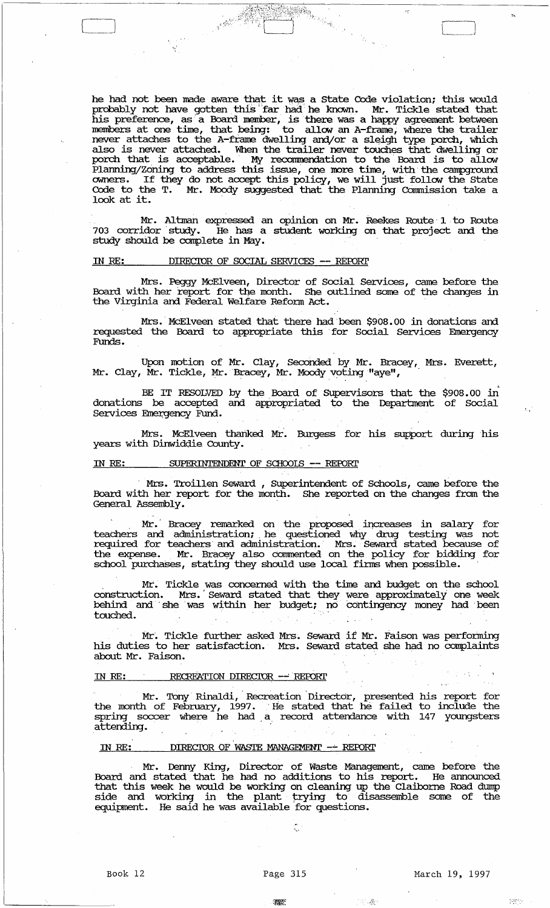he had not been made aware that it was a State Code violation; this would probably not have gotten this far had he known. Mr. Tickle stated that his preference, as a Board member, is there was a happy agreement between members at one time, that being: to allow an A-frame, where the trailer never attaches to the A-frame dwelling and/or a sleigh type porch, which also is never attached. When the trailer never touches that dwelling or porch that is acceptable. My recommendation to the Board is to allow Planning/Zoning to address this issue, one more time, with the campground owners. If they do not accept this policy, we will just follow the State Code to the T. Mr. Moody suggested that the Planning Commission take a look at it.

Mr. Altman expressed an opinion on Mr. Reekes Route 1 to Route 703 corridor study. He has a student working on that project and the study should be complete in May.

IN RE: DIRECTOR OF SOCIAL SERVICES -- REPORT

Mrs. Peggy McElveen, Director of Social Services, came before the Board with her report for the month. She outlined some of the changes in the Virginia and Federal Welfare Reform Act.

Mrs. McElveen stated that there had been $908.00 in donations and requested the Board to appropriate this for Social Services Emergency Funds.

Upon motion of Mr. Clay, Seconded by Mr. Bracey, Mrs. Everett, Mr. Clay, Mr. Tickle, Mr. Bracey, Mr. Moody voting "aye",

BE IT RESOLVED by the Board of Supervisors that the $908.00 in donations be accepted and appropriated to the Department of Social Services Emergency Fund.

Mrs. McElveen thanked Mr. Burgess for his support during his years with Dinwiddie County.

IN RE: SUPERINTENDENT OF SCHOOLS -- REPORT

Mrs. Troillen Seward, Superintendent of Schools, came before the Board with her report for the month. She reported on the changes from the General Assembly.

Mr. Bracey remarked on the proposed increases in salary for teachers and administration; he questioned why drug testing was not required for teachers and administration. Mrs. Seward stated because of the expense. Mr. Bracey also commented on the policy for bidding for school purchases, stating they should use local firms when possible.

Mr. Tickle was concerned with the time and budget on the school construction. Mrs. Seward stated that they were approximately one week behind and she was within her budget; no contingency money had been touched.

Mr. Tickle further asked Mrs. Seward if Mr. Faison was performing his duties to her satisfaction. Mrs. Seward stated she had no complaints about Mr. Faison.

IN RE: RECREATION DIRECTOR -- REPORT

Mr. Tony Rinaldi, Recreation Director, presented his report for the month of February, 1997. He stated that he failed to include the spring soccer where he had a record attendance with 147 youngsters attending.

IN RE: DIRECTOR OF WASTE MANAGEMENT -- REPORT

Mr. Denny King, Director of Waste Management, came before the Board and stated that he had no additions to his report. He announced that this week he would be working on cleaning up the Claiborne Road dump side and working in the plant trying to disassemble some of the equipment. He said he was available for questions.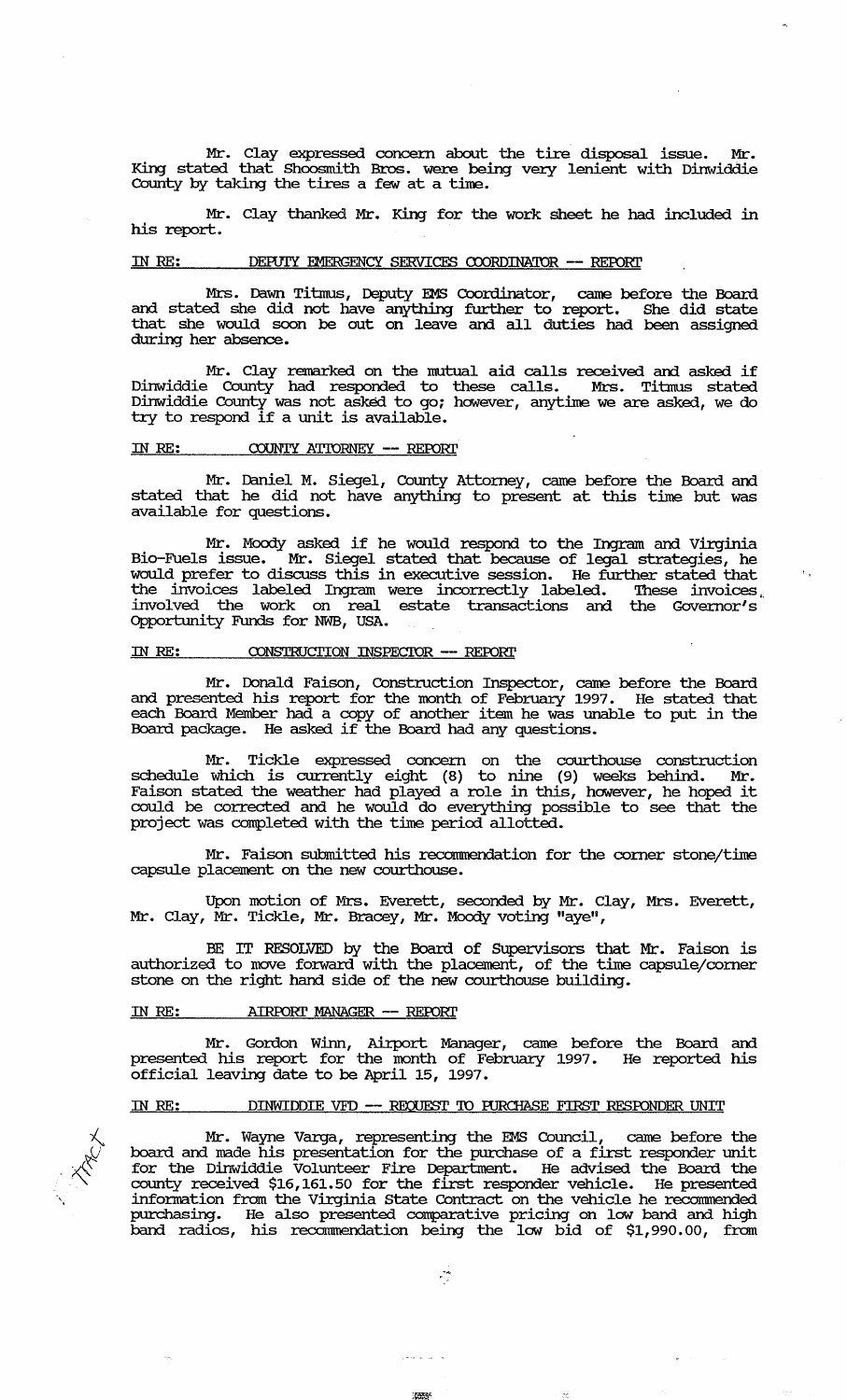Mr. Clay expressed concern about the tire disposal issue. Mr. King stated that Shoosmith Bros. were being very lenient with Dinwiddie County by taking the tires a few at a time.

Mr. Clay thanked Mr. King for the work sheet he had included in his report.

IN RE: DEPUTY EMERGENCY SERVICES COORDINATOR -- REPORT

Mrs. Dawn Titmus, Deputy EMS Coordinator, came before the Board and stated she did not have anything further to report. She did state that she would soon be out on leave and all duties had been assigned during her absence.

Mr. Clay remarked on the mutual aid calls received and asked if Dinwiddie County had responded to these calls. Mrs. Titmus stated Dinwiddie County was not asked to go; however, anytime we are asked, we do try to respond if a unit is available.

IN RE: COUNTY ATTORNEY -- REPORT

Mr. Daniel M. Siegel, County Attorney, came before the Board and stated that he did not have anything to present at this time but was available for questions.

Mr. Moody asked if he would respond to the Ingram and Virginia Bio-Fuels issue. Mr. Siegel stated that because of legal strategies, he would prefer to discuss this in executive session. He further stated that the invoices labeled Ingram were incorrectly labeled. These invoices involved the work on real estate transactions and the Governor's Opportunity Funds for NWB, USA.

IN RE: CONSTRUCTION INSPECTOR -- REPORT

Mr. Donald Faison, Construction Inspector, came before the Board and presented his report for the month of February 1997. He stated that each Board Member had a copy of another item he was unable to put in the Board package. He asked if the Board had any questions.

Mr. Tickle expressed concern on the courthouse construction schedule which is currently eight (8) to nine (9) weeks behind. Mr. Faison stated the weather had played a role in this, however, he hoped it could be corrected and he would do everything possible to see that the project was completed with the time period allotted.

Mr. Faison submitted his recommendation for the corner stone/time capsule placement on the new courthouse.

Upon motion of Mrs. Everett, seconded by Mr. Clay, Mrs. Everett, Mr. Clay, Mr. Tickle, Mr. Bracey, Mr. Moody voting "aye",

BE IT RESOLVED by the Board of Supervisors that Mr. Faison is authorized to move forward with the placement, of the time capsule/corner stone on the right hand side of the new courthouse building.

IN RE: AIRPORT MANAGER -- REPORT

Mr. Gordon Winn, Airport Manager, came before the Board and presented his report for the month of February 1997. He reported his official leaving date to be April 15, 1997.

IN RE: DINWIDDIE VFD -- REQUEST TO PURCHASE FIRST RESPONDER UNIT

Mr. Wayne Varga, representing the EMS Council, came before the board and made his presentation for the purchase of a first responder unit for the Dinwiddie Volunteer Fire Department. He advised the Board the county received $16,161.50 for the first responder vehicle. He presented information from the Virginia State Contract on the vehicle he recommended purchasing. He also presented comparative pricing on low band and high band radios, his recommendation being the low bid of $1,990.00, from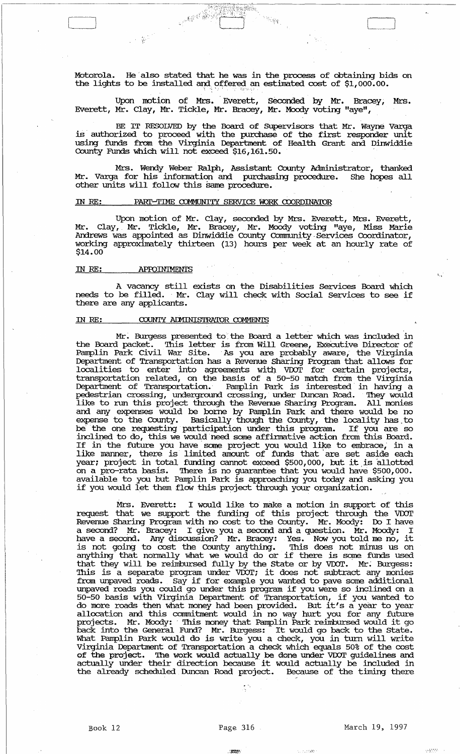Motorola. He also stated that he was in the process of obtaining bids on the lights to be installed and offered an estimated cost of $1,000.00.

Upon motion of Mrs. Everett, Seconded by Mr. Bracey, Mrs. Everett, Mr. Clay, Mr. Tickle, Mr. Bracey, Mr. Moody voting "aye",

BE IT RESOLVED by the Board of Supervisors that Mr. Wayne Varga is authorized to proceed with the purchase of the first responder unit using funds from the Virginia Department of Health Grant and Dinwiddie County Funds which will not exceed $16,161.50.

Mrs. Wendy Weber Ralph, Assistant County Administrator, thanked Mr. Varga for his information and purchasing procedure. She hopes all other units will follow this same procedure.

IN RE: PART-TIME COMMUNITY SERVICE WORK COORDINATOR

Upon motion of Mr. Clay, seconded by Mrs. Everett, Mrs. Everett, Mr. Clay, Mr. Tickle, Mr. Bracey, Mr. Moody voting "aye, Miss Marie Andrews was appointed as Dinwiddie County Community Services Coordinator, working approximately thirteen (13) hours per week at an hourly rate of $14.00

IN RE: APPOINTMENTS

A vacancy still exists on the Disabilities Services Board which needs to be filled. Mr. Clay will check with Social Services to see if there are any applicants.

IN RE: COUNTY ADMINISTRATOR COMMENTS

Mr. Burgess presented to the Board a letter which was included in the Board packet. This letter is from Will Greene, Executive Director of Pamplin Park Civil War Site. As you are probably aware, the Virginia Department of Transportation has a Revenue Sharing Program that allows for localities to enter into agreements with VDOT for certain projects, transportation related, on the basis of a 50-50 match from the Virginia Department of Transportation. Pamplin Park is interested in having a pedestrian crossing, underground crossing, under Duncan Road. They would like to run this project through the Revenue Sharing Program. All monies and any expenses would be borne by Pamplin Park and there would be no expense to the County. Basically though the County, the locality has to be the one requesting participation under this program. If you are so inclined to do, this we would need some affirmative action from this Board. If in the future you have some project you would like to embrace, in a like manner, there is limited amount of funds that are set aside each year; project in total funding cannot exceed $500,000, but it is allotted on a pro-rata basis. There is no guarantee that you would have $500,000. available to you but Pamplin Park is approaching you today and asking you if you would let them flow this project through your organization.

Mrs. Everett: I would like to make a motion in support of this request that we support the funding of this project through the VDOT Revenue Sharing Program with no cost to the County. Mr. Moody: Do I have a second? Mr. Bracey: I give you a second and a question. Mr. Moody: I have a second. Any discussion? Mr. Bracey: Yes. Now you told me no, it is not going to cost the County anything. This does not minus us on anything that normally what we would do or if there is some funds used that they will be reimbursed fully by the State or by VDOT. Mr. Burgess: This is a separate program under VDOT; it does not subtract any monies from unpaved roads. Say if for example you wanted to pave some additional unpaved roads you could go under this program if you were so inclined on a 50-50 basis with Virginia Department of Transportation, if you wanted to do more roads then what money had been provided. But it's a year to year allocation and this commitment would in no way hurt you for any future projects. Mr. Moody: This money that Pamplin Park reimbursed would it go back into the General Fund? Mr. Burgess: It would go back to the State. What Pamplin Park would do is write you a check, you in turn will write Virginia Department of Transportation a check which equals 50% of the cost of the project. The work would actually be done under VDOT guidelines and actually under their direction because it would actually be included in the already scheduled Duncan Road project. Because of the timing there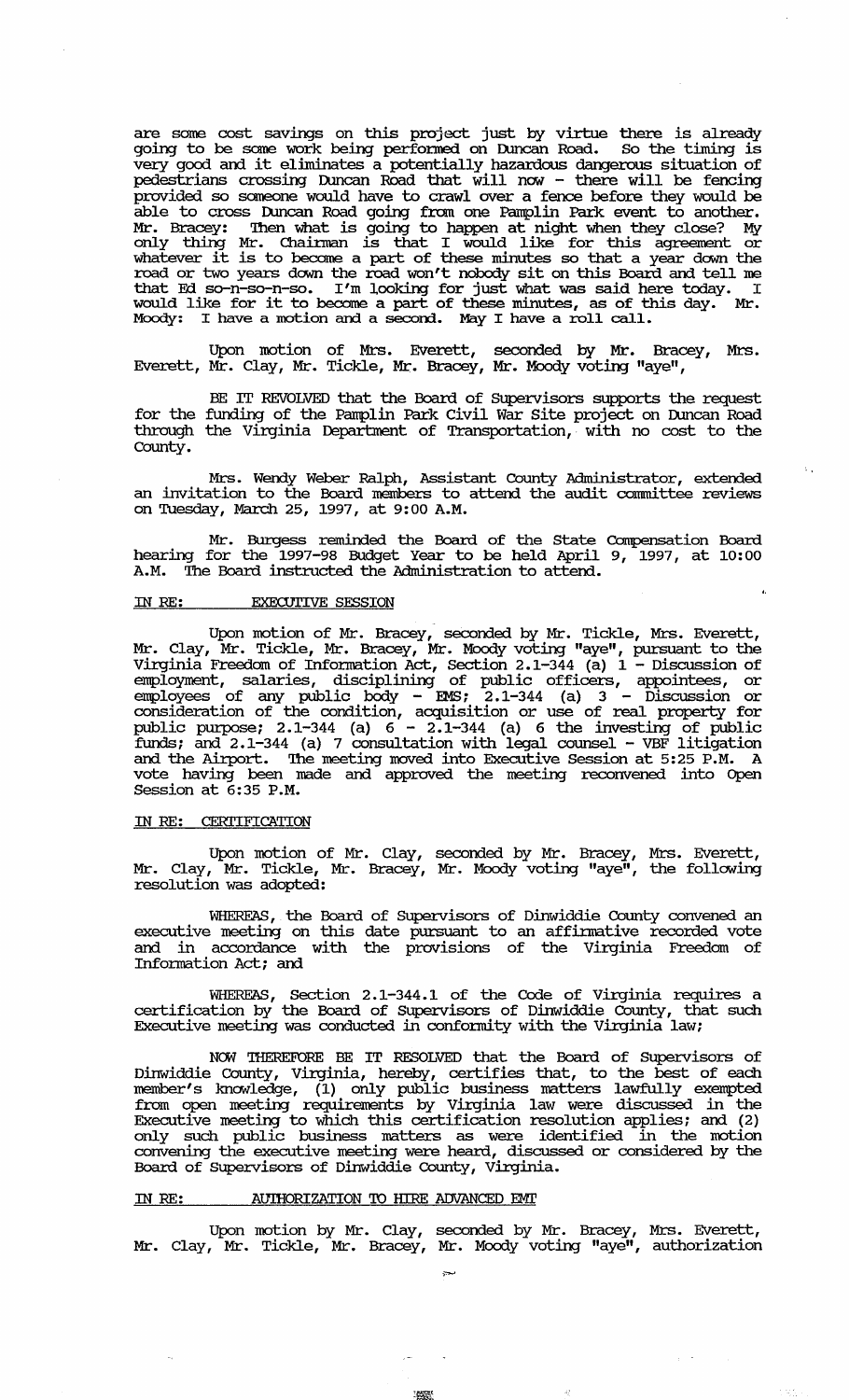are some cost savings on this project just by virtue there is already going to be some work being performed on Duncan Road. So the timing is very good and it eliminates a potentially hazardous dangerous situation of pedestrians crossing Duncan Road that will now - there will be fencing provided so someone would have to crawl over a fence before they would be able to cross Duncan Road going from one Pamplin Park event to another. Mr. Bracey: Then what is going to happen at night when they close? My only thing Mr. Chairman is that I would like for this agreement or whatever it is to become a part of these minutes so that a year down the road or two years down the road won't nobody sit on this Board and tell me that Ed so-n-so-n-so. I'm looking for just what was said here today. I would like for it to become a part of these minutes, as of this day. Mr. Moody: I have a motion and a second. May I have a roll call.

Upon motion of Mrs. Everett, seconded by Mr. Bracey, Mrs. Everett, Mr. Clay, Mr. Tickle, Mr. Bracey, Mr. Moody voting "aye",

BE IT REVOLVED that the Board of Supervisors supports the request for the funding of the Pamplin Park Civil War Site project on Duncan Road through the Virginia Department of Transportation, with no cost to the County.

Mrs. Wendy Weber Ralph, Assistant County Administrator, extended an invitation to the Board members to attend the audit committee reviews on Tuesday, March 25, 1997, at 9:00 A.M.

Mr. Burgess reminded the Board of the State Compensation Board hearing for the 1997-98 Budget Year to be held April 9, 1997, at 10:00 A.M. The Board instructed the Administration to attend.

IN RE: EXECUTIVE SESSION

Upon motion of Mr. Bracey, seconded by Mr. Tickle, Mrs. Everett, Mr. Clay, Mr. Tickle, Mr. Bracey, Mr. Moody voting "aye", pursuant to the Virginia Freedom of Information Act, Section 2.1-344 (a) 1 - Discussion of employment, salaries, disciplining of public officers, appointees, or employees of any public body - EMS; 2.1-344 (a) 3 - Discussion or consideration of the condition, acquisition or use of real property for public purpose; 2.1-344 (a) 6 - 2.1-344 (a) 6 the investing of public funds; and 2.1-344 (a) 7 consultation with legal counsel - VBF litigation and the Airport. The meeting moved into Executive Session at 5:25 P.M. A vote having been made and approved the meeting reconvened into Open Session at 6:35 P.M.

IN RE: CERTIFICATION

Upon motion of Mr. Clay, seconded by Mr. Bracey, Mrs. Everett, Mr. Clay, Mr. Tickle, Mr. Bracey, Mr. Moody voting "aye", the following resolution was adopted:

WHEREAS, the Board of Supervisors of Dinwiddie County convened an executive meeting on this date pursuant to an affirmative recorded vote and in accordance with the provisions of the Virginia Freedom of Information Act; and

WHEREAS, Section 2.1-344.1 of the Code of Virginia requires a certification by the Board of Supervisors of Dinwiddie County, that such Executive meeting was conducted in conformity with the Virginia law;

NOW THEREFORE BE IT RESOLVED that the Board of Supervisors of Dinwiddie County, Virginia, hereby, certifies that, to the best of each member's knowledge, (1) only public business matters lawfully exempted from open meeting requirements by Virginia law were discussed in the Executive meeting to which this certification resolution applies; and (2) only such public business matters as were identified in the motion convening the executive meeting were heard, discussed or considered by the Board of Supervisors of Dinwiddie County, Virginia.

IN RE: AUTHORIZATION TO HIRE ADVANCED EMT

Upon motion by Mr. Clay, seconded by Mr. Bracey, Mrs. Everett, Mr. Clay, Mr. Tickle, Mr. Bracey, Mr. Moody voting "aye", authorization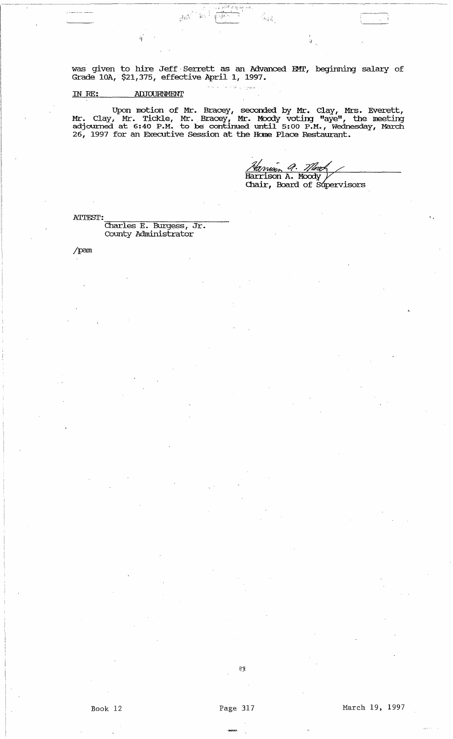was given to hire Jeff Serrett as an Advanced EMT, beginning salary of Grade 10A, $21,375, effective April 1, 1997.

IN RE: ADJOURNMENT

Upon motion of Mr. Bracey, seconded by Mr. Clay, Mrs. Everett, Mr. Clay, Mr. Tickle, Mr. Bracey, Mr. Moody voting "aye", the meeting adjourned at 6:40 P.M. to be continued until 5:00 P.M., Wednesday, March 26, 1997 for an Executive Session at the Home Place Restaurant.

Harrison A. Moody
Chair, Board of Supervisors

ATTEST:

Charles E. Burgess, Jr.
County Administrator

/pam